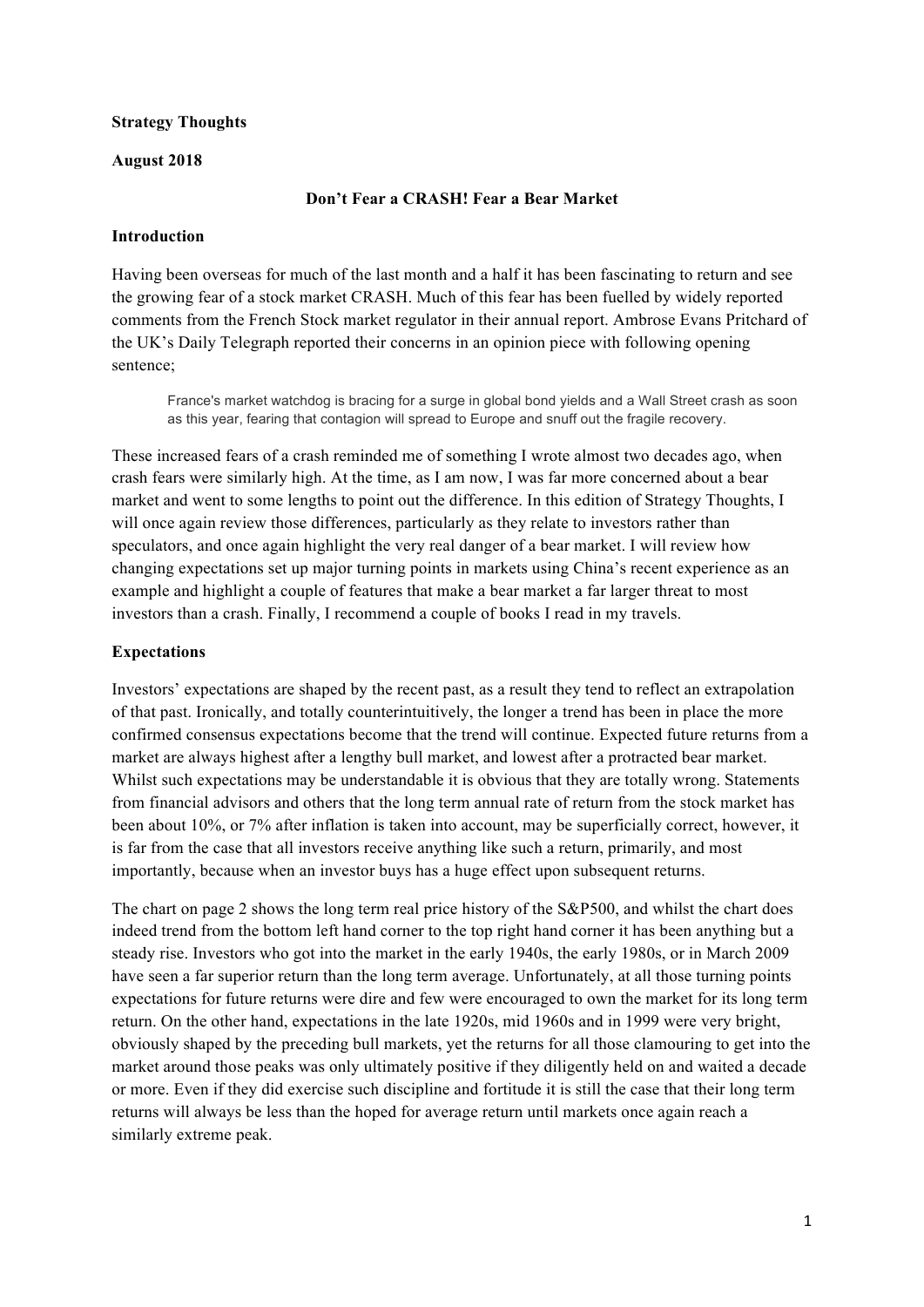**Strategy Thoughts**

**August 2018**

## Don't Fear a CRASH! Fear a Bear Market

### Introduction

Having been overseas for much of the last month and a half it has been fascinating to return and see the growing fear of a stock market CRASH. Much of this fear has been fuelled by widely reported comments from the French Stock market regulator in their annual report. Ambrose Evans Pritchard of the UK's Daily Telegraph reported their concerns in an opinion piece with following opening sentence;

> France's market watchdog is bracing for a surge in global bond yields and a Wall Street crash as soon as this year, fearing that contagion will spread to Europe and snuff out the fragile recovery.

These increased fears of a crash reminded me of something I wrote almost two decades ago, when crash fears were similarly high. At the time, as I am now, I was far more concerned about a bear market and went to some lengths to point out the difference. In this edition of Strategy Thoughts, I will once again review those differences, particularly as they relate to investors rather than speculators, and once again highlight the very real danger of a bear market. I will review how changing expectations set up major turning points in markets using China's recent experience as an example and highlight a couple of features that make a bear market a far larger threat to most investors than a crash. Finally, I recommend a couple of books I read in my travels.

### Expectations

Investors' expectations are shaped by the recent past, as a result they tend to reflect an extrapolation of that past. Ironically, and totally counterintuitively, the longer a trend has been in place the more confirmed consensus expectations become that the trend will continue. Expected future returns from a market are always highest after a lengthy bull market, and lowest after a protracted bear market. Whilst such expectations may be understandable it is obvious that they are totally wrong. Statements from financial advisors and others that the long term annual rate of return from the stock market has been about 10%, or 7% after inflation is taken into account, may be superficially correct, however, it is far from the case that all investors receive anything like such a return, primarily, and most importantly, because when an investor buys has a huge effect upon subsequent returns.

The chart on page 2 shows the long term real price history of the S&P500, and whilst the chart does indeed trend from the bottom left hand corner to the top right hand corner it has been anything but a steady rise. Investors who got into the market in the early 1940s, the early 1980s, or in March 2009 have seen a far superior return than the long term average. Unfortunately, at all those turning points expectations for future returns were dire and few were encouraged to own the market for its long term return. On the other hand, expectations in the late 1920s, mid 1960s and in 1999 were very bright, obviously shaped by the preceding bull markets, yet the returns for all those clamouring to get into the market around those peaks was only ultimately positive if they diligently held on and waited a decade or more. Even if they did exercise such discipline and fortitude it is still the case that their long term returns will always be less than the hoped for average return until markets once again reach a similarly extreme peak.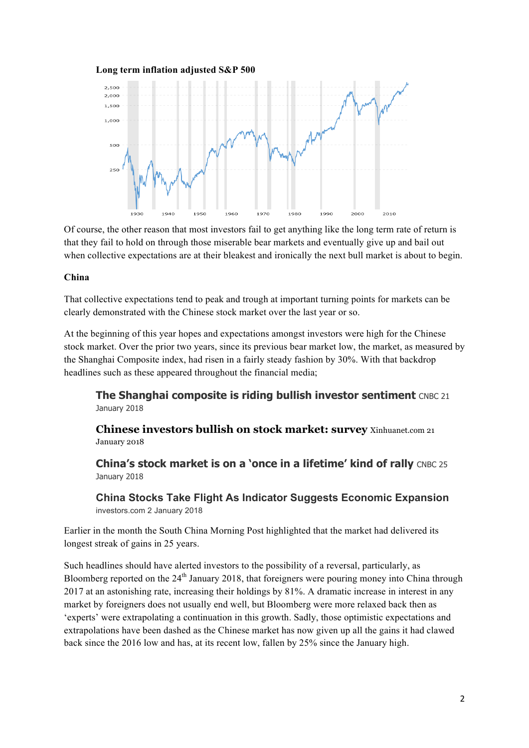**Long term inflation adjusted S&P 500**

Of course, the other reason that most investors fail to get anything like the long term rate of return is that they fail to hold on through those miserable bear markets and eventually give up and bail out when collective expectations are at their bleakest and ironically the next bull market is about to begin.

**China**

That collective expectations tend to peak and trough at important turning points for markets can be clearly demonstrated with the Chinese stock market over the last year or so.

At the beginning of this year hopes and expectations amongst investors were high for the Chinese stock market. Over the prior two years, since its previous bear market low, the market, as measured by the Shanghai Composite index, had risen in a fairly steady fashion by 30%. With that backdrop headlines such as these appeared throughout the financial media;

> **The Shanghai composite is riding bullish investor sentiment** CNBC 21 January 2018
>
> **Chinese investors bullish on stock market: survey** Xinhuanet.com 21 January 2018
>
> **China's stock market is on a 'once in a lifetime' kind of rally** CNBC 25 January 2018
>
> **China Stocks Take Flight As Indicator Suggests Economic Expansion** investors.com 2 January 2018

Earlier in the month the South China Morning Post highlighted that the market had delivered its longest streak of gains in 25 years.

Such headlines should have alerted investors to the possibility of a reversal, particularly, as Bloomberg reported on the 24th January 2018, that foreigners were pouring money into China through 2017 at an astonishing rate, increasing their holdings by 81%. A dramatic increase in interest in any market by foreigners does not usually end well, but Bloomberg were more relaxed back then as 'experts' were extrapolating a continuation in this growth. Sadly, those optimistic expectations and extrapolations have been dashed as the Chinese market has now given up all the gains it had clawed back since the 2016 low and has, at its recent low, fallen by 25% since the January high.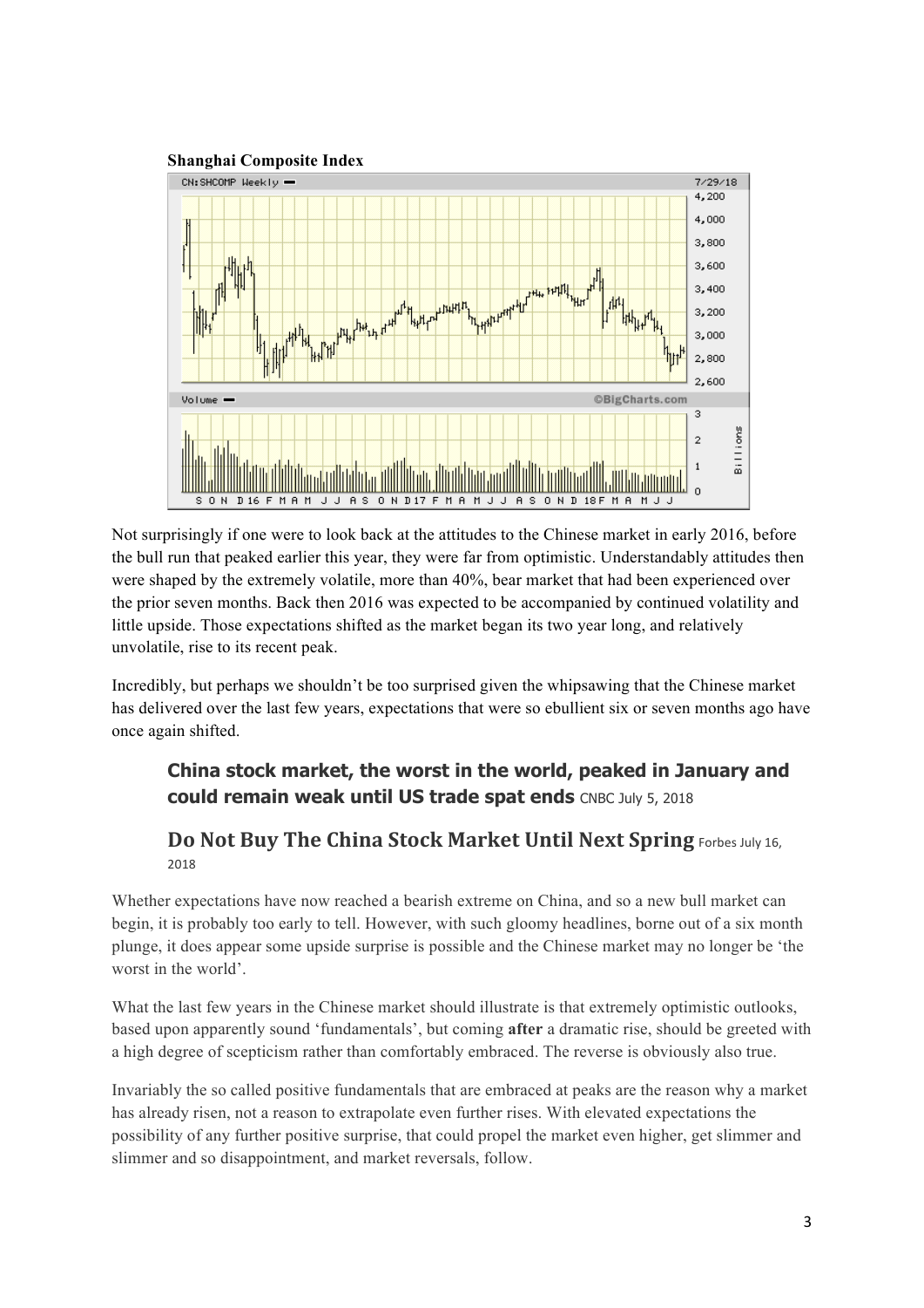**Shanghai Composite Index**

Not surprisingly if one were to look back at the attitudes to the Chinese market in early 2016, before the bull run that peaked earlier this year, they were far from optimistic. Understandably attitudes then were shaped by the extremely volatile, more than 40%, bear market that had been experienced over the prior seven months. Back then 2016 was expected to be accompanied by continued volatility and little upside. Those expectations shifted as the market began its two year long, and relatively unvolatile, rise to its recent peak.

Incredibly, but perhaps we shouldn't be too surprised given the whipsawing that the Chinese market has delivered over the last few years, expectations that were so ebullient six or seven months ago have once again shifted.

> **China stock market, the worst in the world, peaked in January and could remain weak until US trade spat ends** CNBC July 5, 2018
>
> **Do Not Buy The China Stock Market Until Next Spring** Forbes July 16, 2018

Whether expectations have now reached a bearish extreme on China, and so a new bull market can begin, it is probably too early to tell. However, with such gloomy headlines, borne out of a six month plunge, it does appear some upside surprise is possible and the Chinese market may no longer be 'the worst in the world'.

What the last few years in the Chinese market should illustrate is that extremely optimistic outlooks, based upon apparently sound 'fundamentals', but coming **after** a dramatic rise, should be greeted with a high degree of scepticism rather than comfortably embraced. The reverse is obviously also true.

Invariably the so called positive fundamentals that are embraced at peaks are the reason why a market has already risen, not a reason to extrapolate even further rises. With elevated expectations the possibility of any further positive surprise, that could propel the market even higher, get slimmer and slimmer and so disappointment, and market reversals, follow.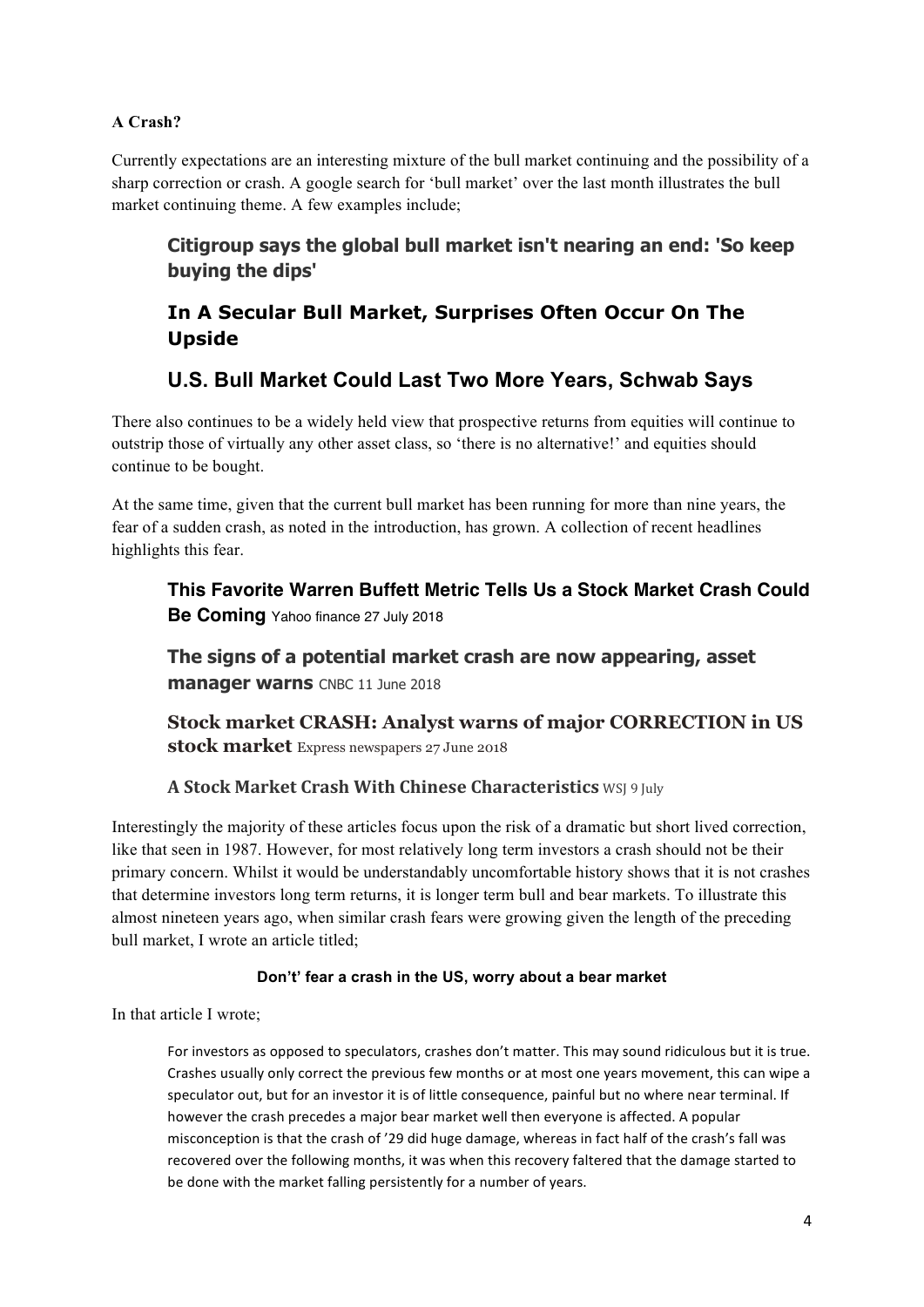**A Crash?**

Currently expectations are an interesting mixture of the bull market continuing and the possibility of a sharp correction or crash. A google search for 'bull market' over the last month illustrates the bull market continuing theme. A few examples include;

> **Citigroup says the global bull market isn't nearing an end: 'So keep buying the dips'**
>
> **In A Secular Bull Market, Surprises Often Occur On The Upside**
>
> **U.S. Bull Market Could Last Two More Years, Schwab Says**

There also continues to be a widely held view that prospective returns from equities will continue to outstrip those of virtually any other asset class, so 'there is no alternative!' and equities should continue to be bought.

At the same time, given that the current bull market has been running for more than nine years, the fear of a sudden crash, as noted in the introduction, has grown. A collection of recent headlines highlights this fear.

> **This Favorite Warren Buffett Metric Tells Us a Stock Market Crash Could Be Coming** Yahoo finance 27 July 2018
>
> **The signs of a potential market crash are now appearing, asset manager warns** CNBC 11 June 2018
>
> **Stock market CRASH: Analyst warns of major CORRECTION in US stock market** Express newspapers 27 June 2018
>
> **A Stock Market Crash With Chinese Characteristics** WSJ 9 July

Interestingly the majority of these articles focus upon the risk of a dramatic but short lived correction, like that seen in 1987. However, for most relatively long term investors a crash should not be their primary concern. Whilst it would be understandably uncomfortable history shows that it is not crashes that determine investors long term returns, it is longer term bull and bear markets. To illustrate this almost nineteen years ago, when similar crash fears were growing given the length of the preceding bull market, I wrote an article titled;

**Don't' fear a crash in the US, worry about a bear market**

In that article I wrote;

> For investors as opposed to speculators, crashes don't matter. This may sound ridiculous but it is true. Crashes usually only correct the previous few months or at most one years movement, this can wipe a speculator out, but for an investor it is of little consequence, painful but no where near terminal. If however the crash precedes a major bear market well then everyone is affected. A popular misconception is that the crash of '29 did huge damage, whereas in fact half of the crash's fall was recovered over the following months, it was when this recovery faltered that the damage started to be done with the market falling persistently for a number of years.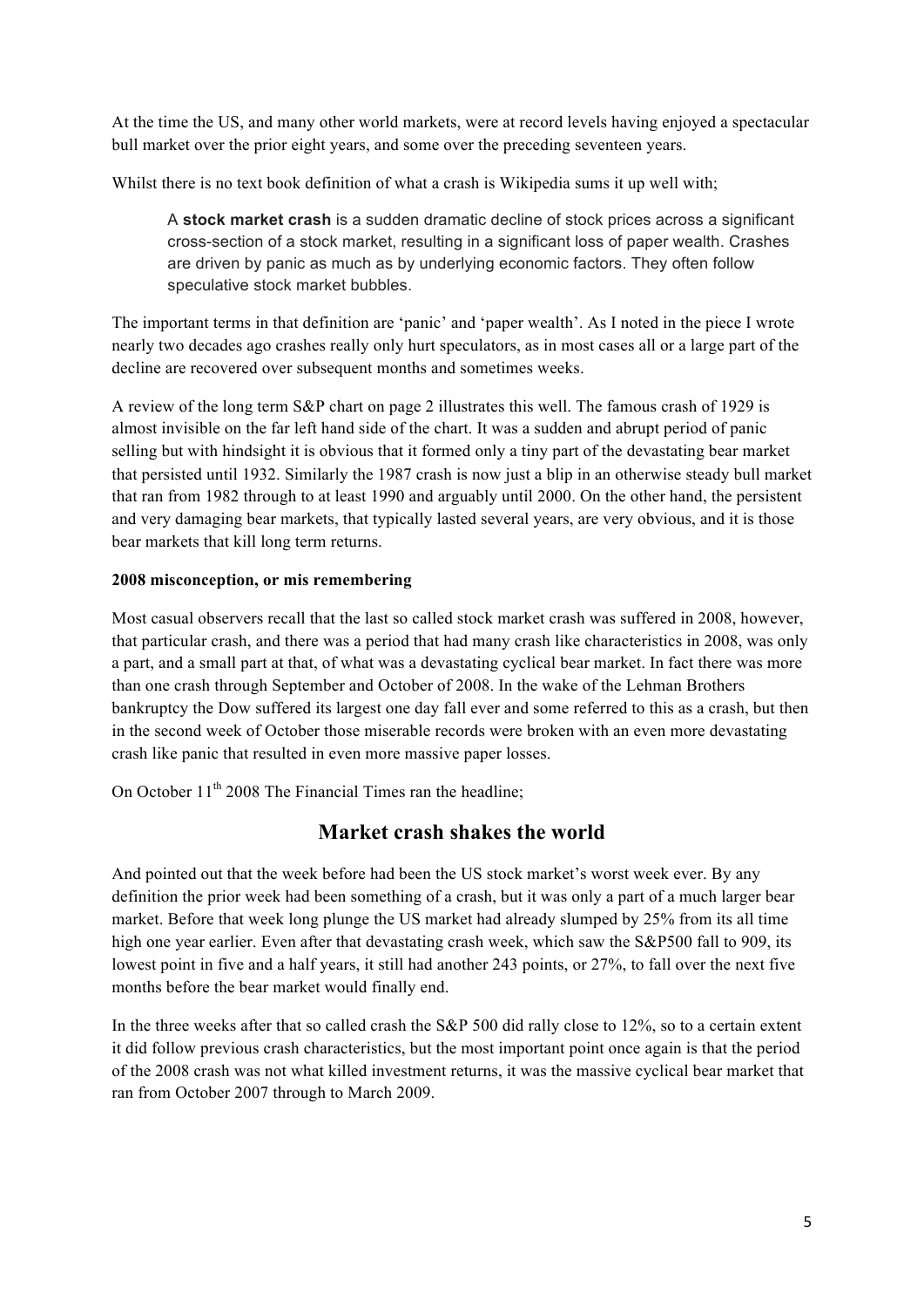At the time the US, and many other world markets, were at record levels having enjoyed a spectacular bull market over the prior eight years, and some over the preceding seventeen years.

Whilst there is no text book definition of what a crash is Wikipedia sums it up well with;

> A **stock market crash** is a sudden dramatic decline of stock prices across a significant cross-section of a stock market, resulting in a significant loss of paper wealth. Crashes are driven by panic as much as by underlying economic factors. They often follow speculative stock market bubbles.

The important terms in that definition are 'panic' and 'paper wealth'. As I noted in the piece I wrote nearly two decades ago crashes really only hurt speculators, as in most cases all or a large part of the decline are recovered over subsequent months and sometimes weeks.

A review of the long term S&P chart on page 2 illustrates this well. The famous crash of 1929 is almost invisible on the far left hand side of the chart. It was a sudden and abrupt period of panic selling but with hindsight it is obvious that it formed only a tiny part of the devastating bear market that persisted until 1932. Similarly the 1987 crash is now just a blip in an otherwise steady bull market that ran from 1982 through to at least 1990 and arguably until 2000. On the other hand, the persistent and very damaging bear markets, that typically lasted several years, are very obvious, and it is those bear markets that kill long term returns.

**2008 misconception, or mis remembering**

Most casual observers recall that the last so called stock market crash was suffered in 2008, however, that particular crash, and there was a period that had many crash like characteristics in 2008, was only a part, and a small part at that, of what was a devastating cyclical bear market. In fact there was more than one crash through September and October of 2008. In the wake of the Lehman Brothers bankruptcy the Dow suffered its largest one day fall ever and some referred to this as a crash, but then in the second week of October those miserable records were broken with an even more devastating crash like panic that resulted in even more massive paper losses.

On October 11th 2008 The Financial Times ran the headline;

## Market crash shakes the world

And pointed out that the week before had been the US stock market's worst week ever. By any definition the prior week had been something of a crash, but it was only a part of a much larger bear market. Before that week long plunge the US market had already slumped by 25% from its all time high one year earlier. Even after that devastating crash week, which saw the S&P500 fall to 909, its lowest point in five and a half years, it still had another 243 points, or 27%, to fall over the next five months before the bear market would finally end.

In the three weeks after that so called crash the S&P 500 did rally close to 12%, so to a certain extent it did follow previous crash characteristics, but the most important point once again is that the period of the 2008 crash was not what killed investment returns, it was the massive cyclical bear market that ran from October 2007 through to March 2009.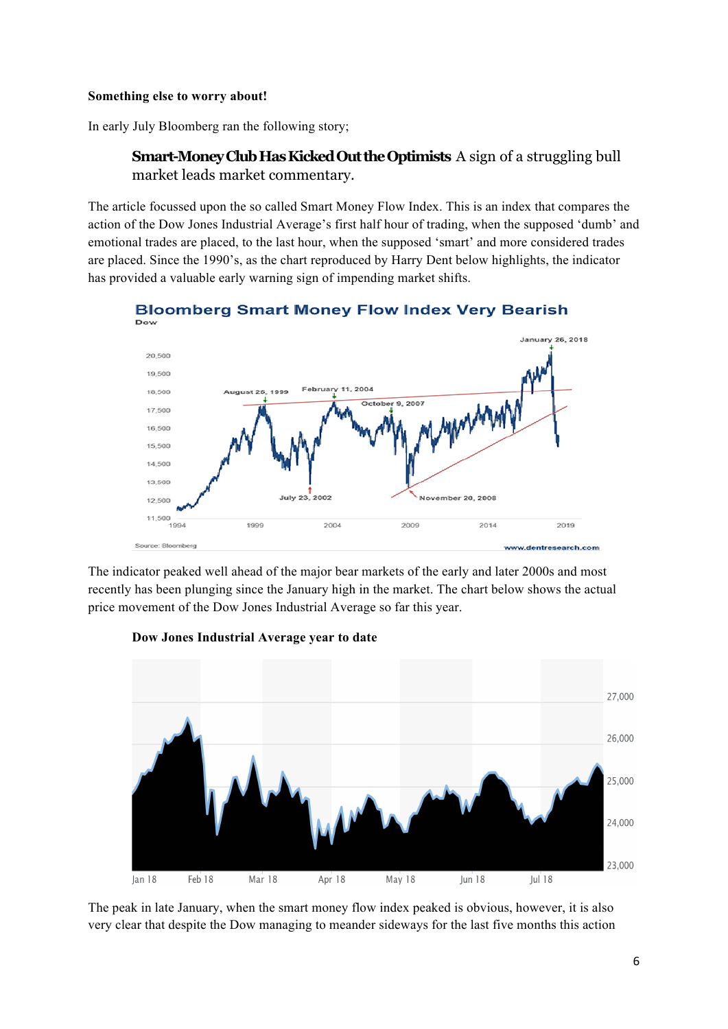**Something else to worry about!**

In early July Bloomberg ran the following story;

> **Smart-Money Club Has Kicked Out the Optimists** A sign of a struggling bull market leads market commentary.

The article focussed upon the so called Smart Money Flow Index. This is an index that compares the action of the Dow Jones Industrial Average's first half hour of trading, when the supposed 'dumb' and emotional trades are placed, to the last hour, when the supposed 'smart' and more considered trades are placed. Since the 1990's, as the chart reproduced by Harry Dent below highlights, the indicator has provided a valuable early warning sign of impending market shifts.

The indicator peaked well ahead of the major bear markets of the early and later 2000s and most recently has been plunging since the January high in the market. The chart below shows the actual price movement of the Dow Jones Industrial Average so far this year.

**Dow Jones Industrial Average year to date**

The peak in late January, when the smart money flow index peaked is obvious, however, it is also very clear that despite the Dow managing to meander sideways for the last five months this action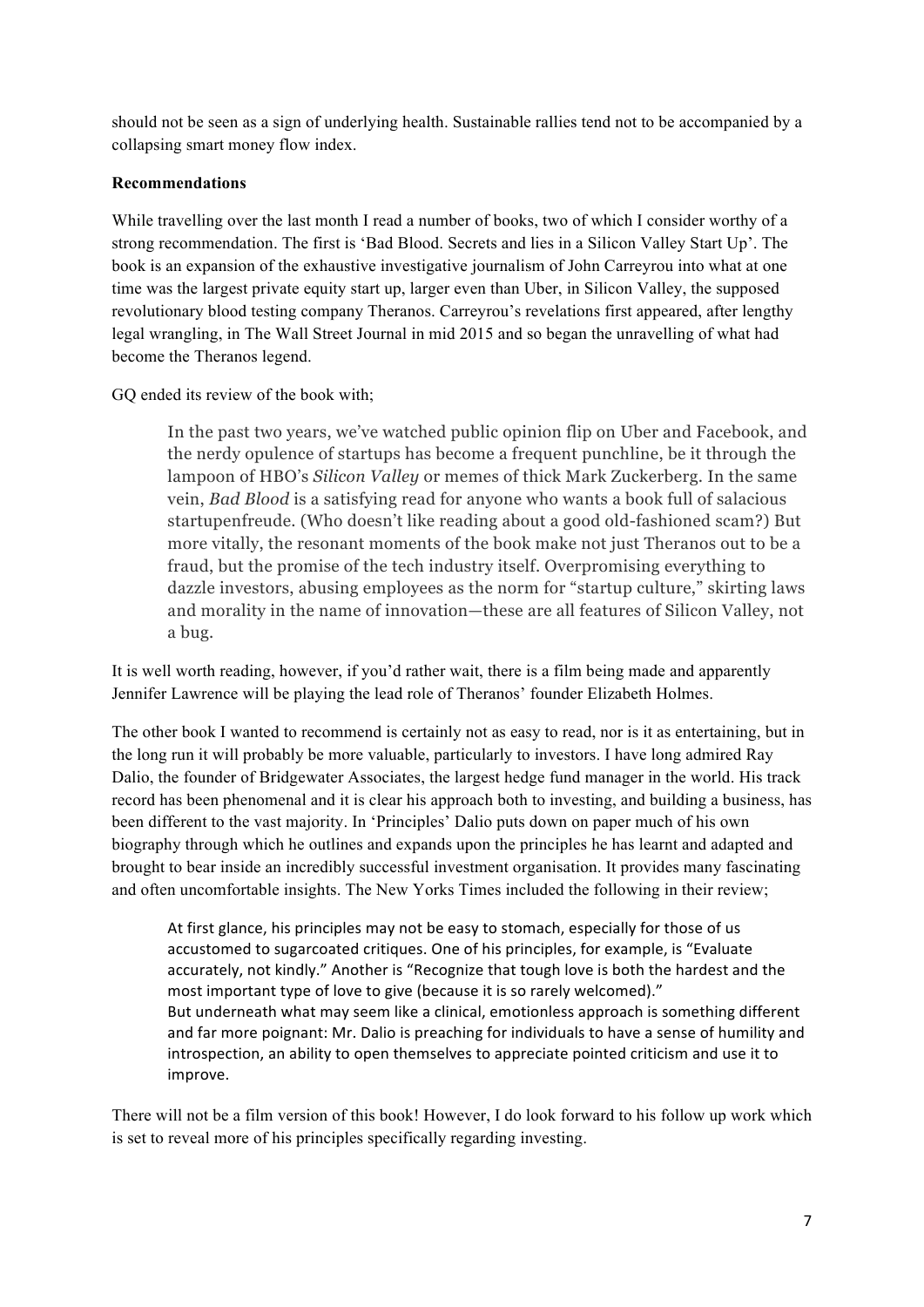should not be seen as a sign of underlying health. Sustainable rallies tend not to be accompanied by a collapsing smart money flow index.

**Recommendations**

While travelling over the last month I read a number of books, two of which I consider worthy of a strong recommendation. The first is 'Bad Blood. Secrets and lies in a Silicon Valley Start Up'. The book is an expansion of the exhaustive investigative journalism of John Carreyrou into what at one time was the largest private equity start up, larger even than Uber, in Silicon Valley, the supposed revolutionary blood testing company Theranos. Carreyrou's revelations first appeared, after lengthy legal wrangling, in The Wall Street Journal in mid 2015 and so began the unravelling of what had become the Theranos legend.

GQ ended its review of the book with;

> In the past two years, we've watched public opinion flip on Uber and Facebook, and the nerdy opulence of startups has become a frequent punchline, be it through the lampoon of HBO's *Silicon Valley* or memes of thick Mark Zuckerberg. In the same vein, *Bad Blood* is a satisfying read for anyone who wants a book full of salacious startupenfreude. (Who doesn't like reading about a good old-fashioned scam?) But more vitally, the resonant moments of the book make not just Theranos out to be a fraud, but the promise of the tech industry itself. Overpromising everything to dazzle investors, abusing employees as the norm for "startup culture," skirting laws and morality in the name of innovation—these are all features of Silicon Valley, not a bug.

It is well worth reading, however, if you'd rather wait, there is a film being made and apparently Jennifer Lawrence will be playing the lead role of Theranos' founder Elizabeth Holmes.

The other book I wanted to recommend is certainly not as easy to read, nor is it as entertaining, but in the long run it will probably be more valuable, particularly to investors. I have long admired Ray Dalio, the founder of Bridgewater Associates, the largest hedge fund manager in the world. His track record has been phenomenal and it is clear his approach both to investing, and building a business, has been different to the vast majority. In 'Principles' Dalio puts down on paper much of his own biography through which he outlines and expands upon the principles he has learnt and adapted and brought to bear inside an incredibly successful investment organisation. It provides many fascinating and often uncomfortable insights. The New Yorks Times included the following in their review;

> At first glance, his principles may not be easy to stomach, especially for those of us accustomed to sugarcoated critiques. One of his principles, for example, is "Evaluate accurately, not kindly." Another is "Recognize that tough love is both the hardest and the most important type of love to give (because it is so rarely welcomed)."
> But underneath what may seem like a clinical, emotionless approach is something different and far more poignant: Mr. Dalio is preaching for individuals to have a sense of humility and introspection, an ability to open themselves to appreciate pointed criticism and use it to improve.

There will not be a film version of this book! However, I do look forward to his follow up work which is set to reveal more of his principles specifically regarding investing.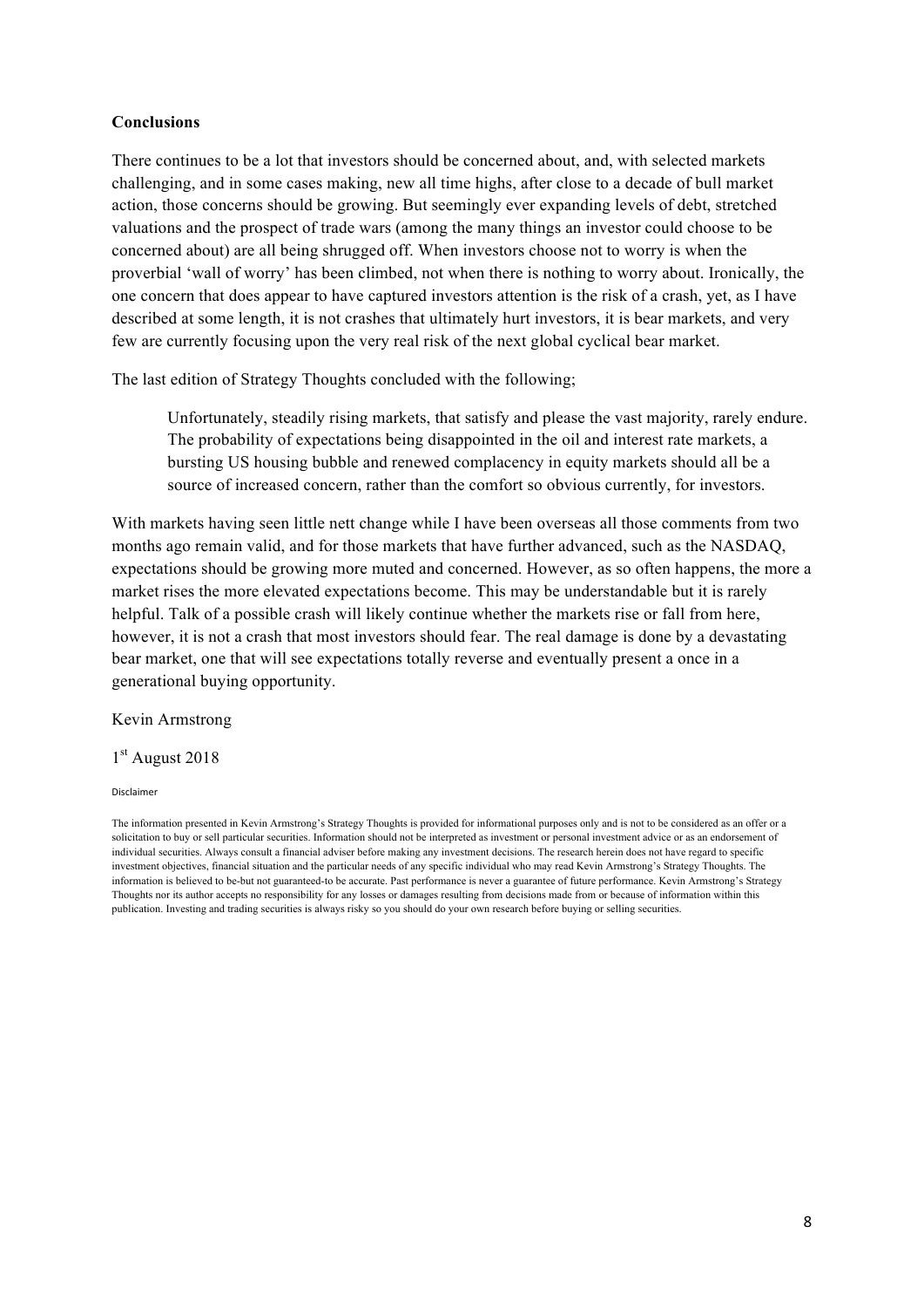**Conclusions**

There continues to be a lot that investors should be concerned about, and, with selected markets challenging, and in some cases making, new all time highs, after close to a decade of bull market action, those concerns should be growing. But seemingly ever expanding levels of debt, stretched valuations and the prospect of trade wars (among the many things an investor could choose to be concerned about) are all being shrugged off. When investors choose not to worry is when the proverbial 'wall of worry' has been climbed, not when there is nothing to worry about. Ironically, the one concern that does appear to have captured investors attention is the risk of a crash, yet, as I have described at some length, it is not crashes that ultimately hurt investors, it is bear markets, and very few are currently focusing upon the very real risk of the next global cyclical bear market.

The last edition of Strategy Thoughts concluded with the following;

> Unfortunately, steadily rising markets, that satisfy and please the vast majority, rarely endure. The probability of expectations being disappointed in the oil and interest rate markets, a bursting US housing bubble and renewed complacency in equity markets should all be a source of increased concern, rather than the comfort so obvious currently, for investors.

With markets having seen little nett change while I have been overseas all those comments from two months ago remain valid, and for those markets that have further advanced, such as the NASDAQ, expectations should be growing more muted and concerned. However, as so often happens, the more a market rises the more elevated expectations become. This may be understandable but it is rarely helpful. Talk of a possible crash will likely continue whether the markets rise or fall from here, however, it is not a crash that most investors should fear. The real damage is done by a devastating bear market, one that will see expectations totally reverse and eventually present a once in a generational buying opportunity.

Kevin Armstrong

1st August 2018

Disclaimer

The information presented in Kevin Armstrong's Strategy Thoughts is provided for informational purposes only and is not to be considered as an offer or a solicitation to buy or sell particular securities. Information should not be interpreted as investment or personal investment advice or as an endorsement of individual securities. Always consult a financial adviser before making any investment decisions. The research herein does not have regard to specific investment objectives, financial situation and the particular needs of any specific individual who may read Kevin Armstrong's Strategy Thoughts. The information is believed to be-but not guaranteed-to be accurate. Past performance is never a guarantee of future performance. Kevin Armstrong's Strategy Thoughts nor its author accepts no responsibility for any losses or damages resulting from decisions made from or because of information within this publication. Investing and trading securities is always risky so you should do your own research before buying or selling securities.